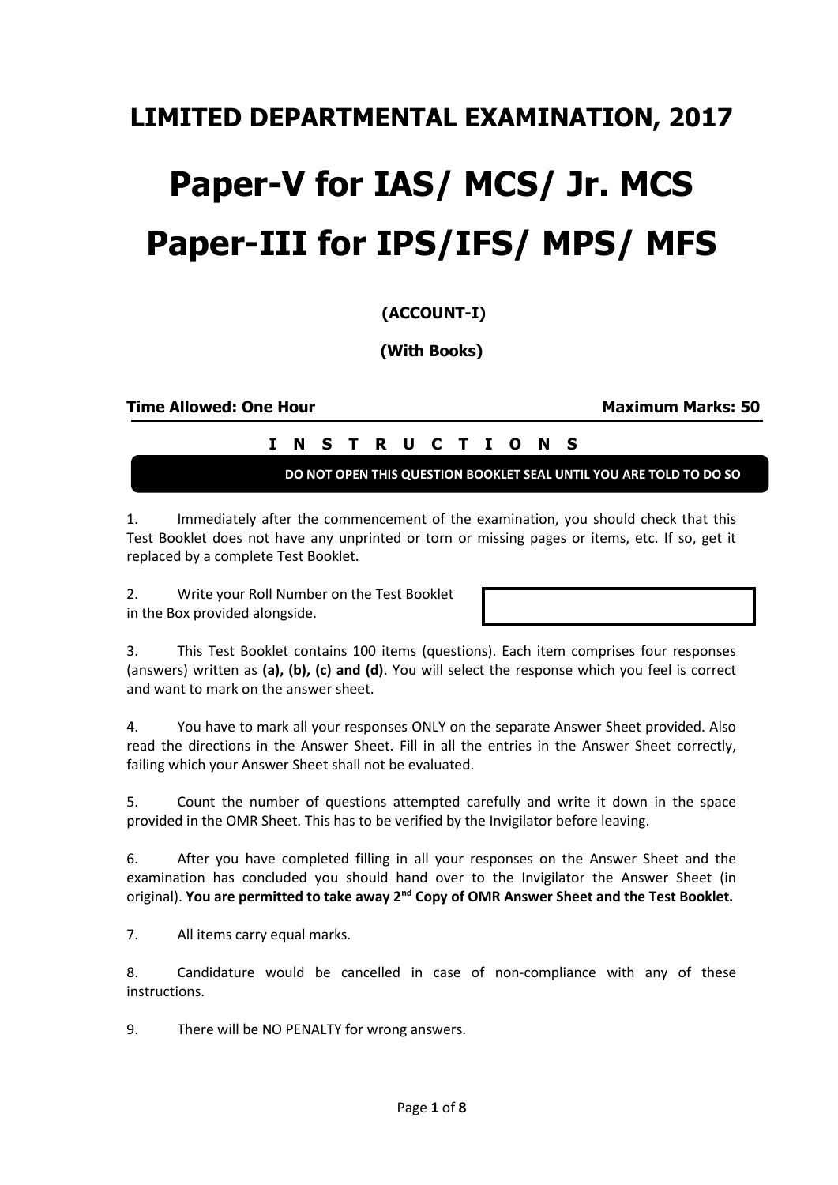# LIMITED DEPARTMENTAL EXAMINATION, 2017

# Paper-V for IAS/ MCS/ Jr. MCS

# Paper-III for IPS/IFS/ MPS/ MFS

**(ACCOUNT-I)**

**(With Books)**

**Time Allowed: One Hour** **Maximum Marks: 50**

**I N S T R U C T I O N S**

**DO NOT OPEN THIS QUESTION BOOKLET SEAL UNTIL YOU ARE TOLD TO DO SO**

1. Immediately after the commencement of the examination, you should check that this Test Booklet does not have any unprinted or torn or missing pages or items, etc. If so, get it replaced by a complete Test Booklet.

2. Write your Roll Number on the Test Booklet in the Box provided alongside.

3. This Test Booklet contains 100 items (questions). Each item comprises four responses (answers) written as **(a), (b), (c) and (d)**. You will select the response which you feel is correct and want to mark on the answer sheet.

4. You have to mark all your responses ONLY on the separate Answer Sheet provided. Also read the directions in the Answer Sheet. Fill in all the entries in the Answer Sheet correctly, failing which your Answer Sheet shall not be evaluated.

5. Count the number of questions attempted carefully and write it down in the space provided in the OMR Sheet. This has to be verified by the Invigilator before leaving.

6. After you have completed filling in all your responses on the Answer Sheet and the examination has concluded you should hand over to the Invigilator the Answer Sheet (in original). **You are permitted to take away 2nd Copy of OMR Answer Sheet and the Test Booklet.**

7. All items carry equal marks.

8. Candidature would be cancelled in case of non-compliance with any of these instructions.

9. There will be NO PENALTY for wrong answers.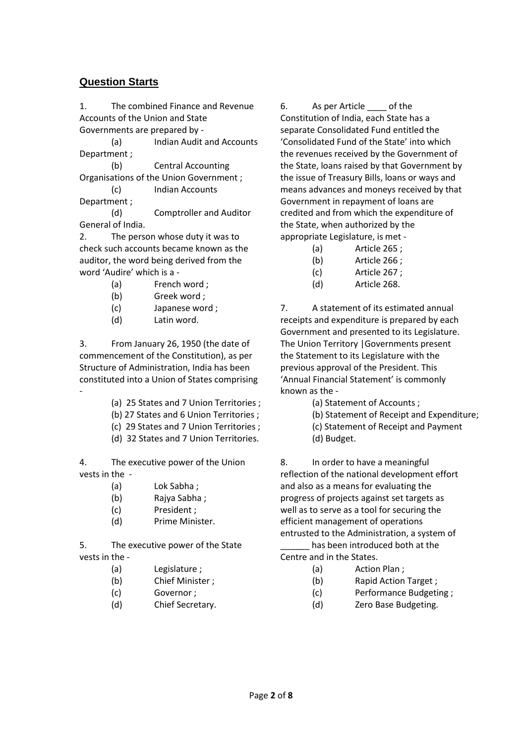## Question Starts

1. The combined Finance and Revenue Accounts of the Union and State Governments are prepared by -
   (a) Indian Audit and Accounts Department ;
   (b) Central Accounting Organisations of the Union Government ;
   (c) Indian Accounts Department ;
   (d) Comptroller and Auditor General of India.

2. The person whose duty it was to check such accounts became known as the auditor, the word being derived from the word 'Audire' which is a -
   (a) French word ;
   (b) Greek word ;
   (c) Japanese word ;
   (d) Latin word.

3. From January 26, 1950 (the date of commencement of the Constitution), as per Structure of Administration, India has been constituted into a Union of States comprising -
   (a) 25 States and 7 Union Territories ;
   (b) 27 States and 6 Union Territories ;
   (c) 29 States and 7 Union Territories ;
   (d) 32 States and 7 Union Territories.

4. The executive power of the Union vests in the -
   (a) Lok Sabha ;
   (b) Rajya Sabha ;
   (c) President ;
   (d) Prime Minister.

5. The executive power of the State vests in the -
   (a) Legislature ;
   (b) Chief Minister ;
   (c) Governor ;
   (d) Chief Secretary.

6. As per Article ____ of the Constitution of India, each State has a separate Consolidated Fund entitled the 'Consolidated Fund of the State' into which the revenues received by the Government of the State, loans raised by that Government by the issue of Treasury Bills, loans or ways and means advances and moneys received by that Government in repayment of loans are credited and from which the expenditure of the State, when authorized by the appropriate Legislature, is met -
   (a) Article 265 ;
   (b) Article 266 ;
   (c) Article 267 ;
   (d) Article 268.

7. A statement of its estimated annual receipts and expenditure is prepared by each Government and presented to its Legislature. The Union Territory |Governments present the Statement to its Legislature with the previous approval of the President. This 'Annual Financial Statement' is commonly known as the -
   (a) Statement of Accounts ;
   (b) Statement of Receipt and Expenditure;
   (c) Statement of Receipt and Payment
   (d) Budget.

8. In order to have a meaningful reflection of the national development effort and also as a means for evaluating the progress of projects against set targets as well as to serve as a tool for securing the efficient management of operations entrusted to the Administration, a system of ______ has been introduced both at the Centre and in the States.
   (a) Action Plan ;
   (b) Rapid Action Target ;
   (c) Performance Budgeting ;
   (d) Zero Base Budgeting.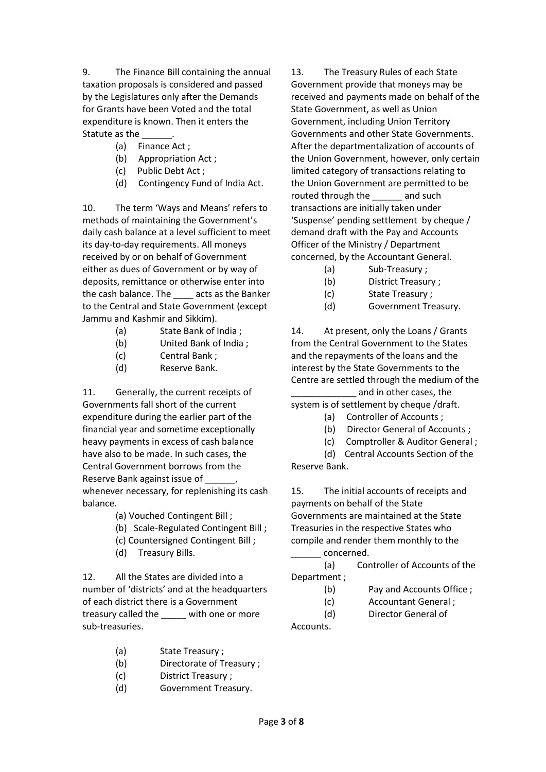9. The Finance Bill containing the annual taxation proposals is considered and passed by the Legislatures only after the Demands for Grants have been Voted and the total expenditure is known. Then it enters the Statute as the ______.

(a) Finance Act ;
(b) Appropriation Act ;
(c) Public Debt Act ;
(d) Contingency Fund of India Act.

10. The term 'Ways and Means' refers to methods of maintaining the Government's daily cash balance at a level sufficient to meet its day-to-day requirements. All moneys received by or on behalf of Government either as dues of Government or by way of deposits, remittance or otherwise enter into the cash balance. The ____ acts as the Banker to the Central and State Government (except Jammu and Kashmir and Sikkim).

(a) State Bank of India ;
(b) United Bank of India ;
(c) Central Bank ;
(d) Reserve Bank.

11. Generally, the current receipts of Governments fall short of the current expenditure during the earlier part of the financial year and sometime exceptionally heavy payments in excess of cash balance have also to be made. In such cases, the Central Government borrows from the Reserve Bank against issue of ______, whenever necessary, for replenishing its cash balance.

(a) Vouched Contingent Bill ;
(b) Scale-Regulated Contingent Bill ;
(c) Countersigned Contingent Bill ;
(d) Treasury Bills.

12. All the States are divided into a number of 'districts' and at the headquarters of each district there is a Government treasury called the _____ with one or more sub-treasuries.

(a) State Treasury ;
(b) Directorate of Treasury ;
(c) District Treasury ;
(d) Government Treasury.

13. The Treasury Rules of each State Government provide that moneys may be received and payments made on behalf of the State Government, as well as Union Government, including Union Territory Governments and other State Governments. After the departmentalization of accounts of the Union Government, however, only certain limited category of transactions relating to the Union Government are permitted to be routed through the ______ and such transactions are initially taken under 'Suspense' pending settlement by cheque / demand draft with the Pay and Accounts Officer of the Ministry / Department concerned, by the Accountant General.

(a) Sub-Treasury ;
(b) District Treasury ;
(c) State Treasury ;
(d) Government Treasury.

14. At present, only the Loans / Grants from the Central Government to the States and the repayments of the loans and the interest by the State Governments to the Centre are settled through the medium of the _____________ and in other cases, the system is of settlement by cheque /draft.

(a) Controller of Accounts ;
(b) Director General of Accounts ;
(c) Comptroller & Auditor General ;
(d) Central Accounts Section of the Reserve Bank.

15. The initial accounts of receipts and payments on behalf of the State Governments are maintained at the State Treasuries in the respective States who compile and render them monthly to the ______ concerned.

(a) Controller of Accounts of the Department ;
(b) Pay and Accounts Office ;
(c) Accountant General ;
(d) Director General of Accounts.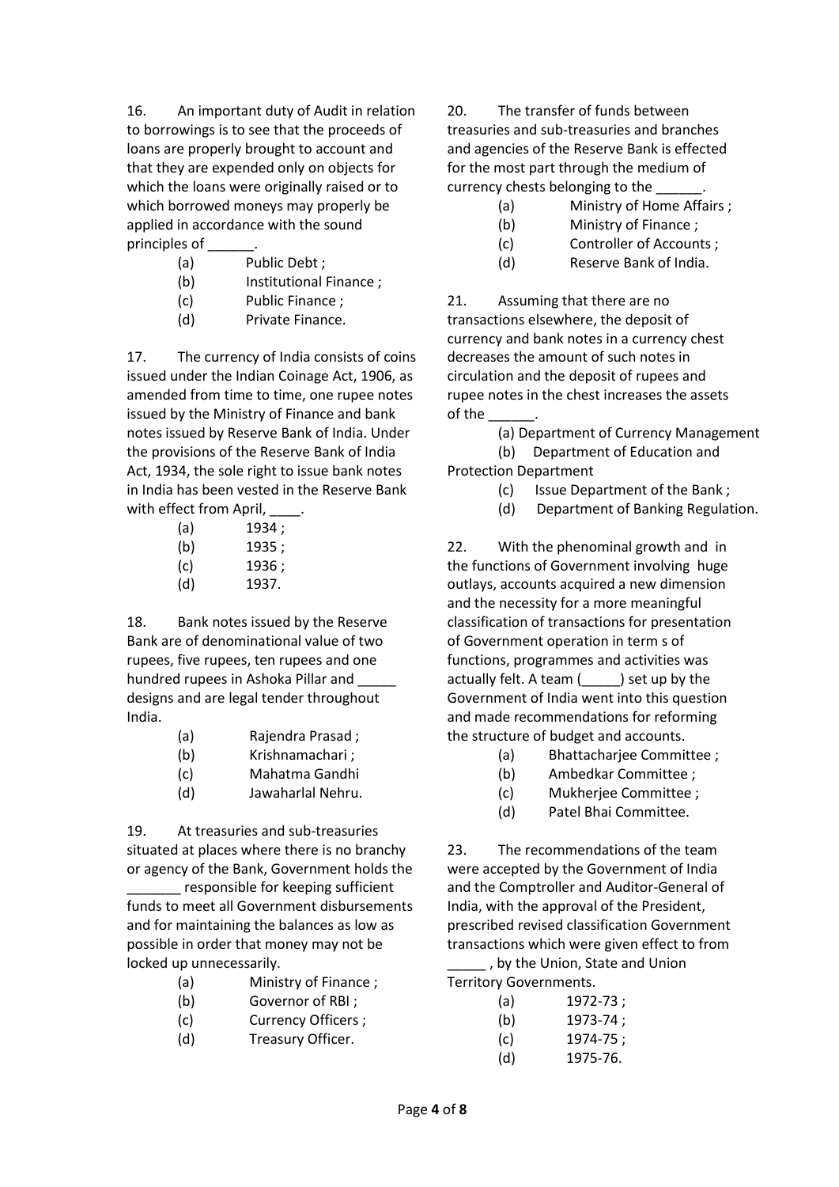16. An important duty of Audit in relation to borrowings is to see that the proceeds of loans are properly brought to account and that they are expended only on objects for which the loans were originally raised or to which borrowed moneys may properly be applied in accordance with the sound principles of ______.

(a) Public Debt ;
(b) Institutional Finance ;
(c) Public Finance ;
(d) Private Finance.

17. The currency of India consists of coins issued under the Indian Coinage Act, 1906, as amended from time to time, one rupee notes issued by the Ministry of Finance and bank notes issued by Reserve Bank of India. Under the provisions of the Reserve Bank of India Act, 1934, the sole right to issue bank notes in India has been vested in the Reserve Bank with effect from April, ____.

(a) 1934 ;
(b) 1935 ;
(c) 1936 ;
(d) 1937.

18. Bank notes issued by the Reserve Bank are of denominational value of two rupees, five rupees, ten rupees and one hundred rupees in Ashoka Pillar and _____ designs and are legal tender throughout India.

(a) Rajendra Prasad ;
(b) Krishnamachari ;
(c) Mahatma Gandhi
(d) Jawaharlal Nehru.

19. At treasuries and sub-treasuries situated at places where there is no branchy or agency of the Bank, Government holds the _______ responsible for keeping sufficient funds to meet all Government disbursements and for maintaining the balances as low as possible in order that money may not be locked up unnecessarily.

(a) Ministry of Finance ;
(b) Governor of RBI ;
(c) Currency Officers ;
(d) Treasury Officer.

20. The transfer of funds between treasuries and sub-treasuries and branches and agencies of the Reserve Bank is effected for the most part through the medium of currency chests belonging to the ______.

(a) Ministry of Home Affairs ;
(b) Ministry of Finance ;
(c) Controller of Accounts ;
(d) Reserve Bank of India.

21. Assuming that there are no transactions elsewhere, the deposit of currency and bank notes in a currency chest decreases the amount of such notes in circulation and the deposit of rupees and rupee notes in the chest increases the assets of the ______.

(a) Department of Currency Management
(b) Department of Education and Protection Department
(c) Issue Department of the Bank ;
(d) Department of Banking Regulation.

22. With the phenominal growth and in the functions of Government involving huge outlays, accounts acquired a new dimension and the necessity for a more meaningful classification of transactions for presentation of Government operation in term s of functions, programmes and activities was actually felt. A team (_____) set up by the Government of India went into this question and made recommendations for reforming the structure of budget and accounts.

(a) Bhattacharjee Committee ;
(b) Ambedkar Committee ;
(c) Mukherjee Committee ;
(d) Patel Bhai Committee.

23. The recommendations of the team were accepted by the Government of India and the Comptroller and Auditor-General of India, with the approval of the President, prescribed revised classification Government transactions which were given effect to from _____ , by the Union, State and Union Territory Governments.

(a) 1972-73 ;
(b) 1973-74 ;
(c) 1974-75 ;
(d) 1975-76.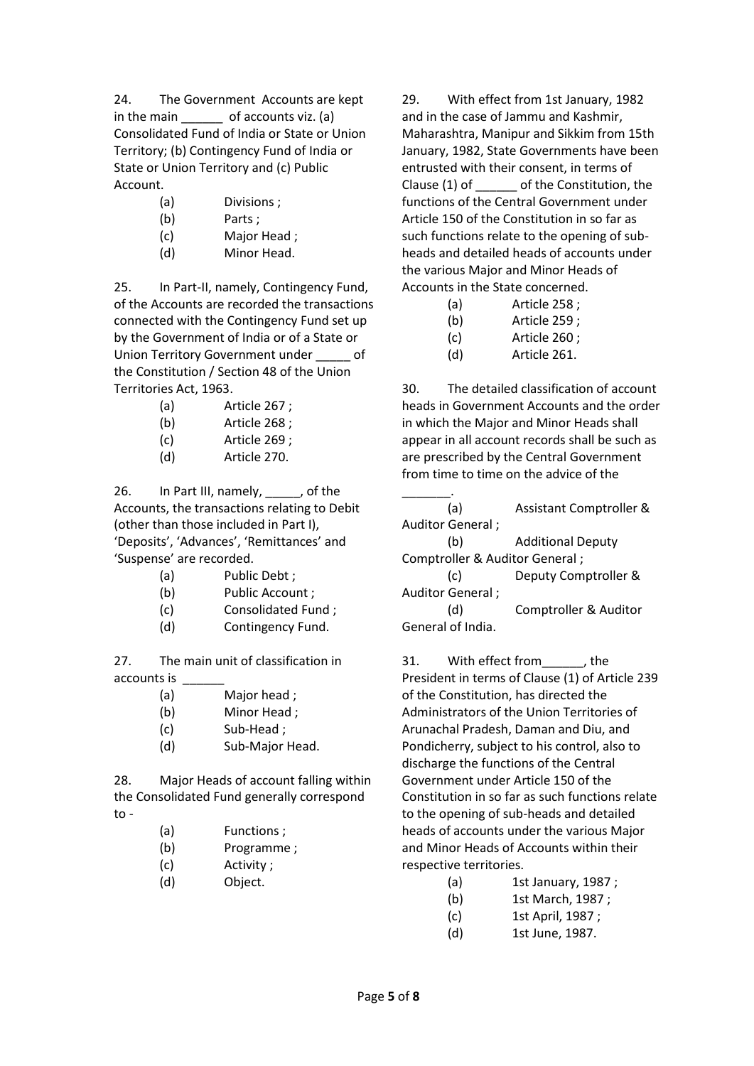24. The Government Accounts are kept in the main ______ of accounts viz. (a) Consolidated Fund of India or State or Union Territory; (b) Contingency Fund of India or State or Union Territory and (c) Public Account.

- (a) Divisions ;
- (b) Parts ;
- (c) Major Head ;
- (d) Minor Head.

25. In Part-II, namely, Contingency Fund, of the Accounts are recorded the transactions connected with the Contingency Fund set up by the Government of India or of a State or Union Territory Government under _____ of the Constitution / Section 48 of the Union Territories Act, 1963.

- (a) Article 267 ;
- (b) Article 268 ;
- (c) Article 269 ;
- (d) Article 270.

26. In Part III, namely, _____, of the Accounts, the transactions relating to Debit (other than those included in Part I), 'Deposits', 'Advances', 'Remittances' and 'Suspense' are recorded.

- (a) Public Debt ;
- (b) Public Account ;
- (c) Consolidated Fund ;
- (d) Contingency Fund.

27. The main unit of classification in accounts is ______

- (a) Major head ;
- (b) Minor Head ;
- (c) Sub-Head ;
- (d) Sub-Major Head.

28. Major Heads of account falling within the Consolidated Fund generally correspond to -

- (a) Functions ;
- (b) Programme ;
- (c) Activity ;
- (d) Object.

29. With effect from 1st January, 1982 and in the case of Jammu and Kashmir, Maharashtra, Manipur and Sikkim from 15th January, 1982, State Governments have been entrusted with their consent, in terms of Clause (1) of ______ of the Constitution, the functions of the Central Government under Article 150 of the Constitution in so far as such functions relate to the opening of sub-heads and detailed heads of accounts under the various Major and Minor Heads of Accounts in the State concerned.

- (a) Article 258 ;
- (b) Article 259 ;
- (c) Article 260 ;
- (d) Article 261.

30. The detailed classification of account heads in Government Accounts and the order in which the Major and Minor Heads shall appear in all account records shall be such as are prescribed by the Central Government from time to time on the advice of the _______.

- (a) Assistant Comptroller & Auditor General ;
- (b) Additional Deputy Comptroller & Auditor General ;
- (c) Deputy Comptroller & Auditor General ;
- (d) Comptroller & Auditor General of India.

31. With effect from______, the President in terms of Clause (1) of Article 239 of the Constitution, has directed the Administrators of the Union Territories of Arunachal Pradesh, Daman and Diu, and Pondicherry, subject to his control, also to discharge the functions of the Central Government under Article 150 of the Constitution in so far as such functions relate to the opening of sub-heads and detailed heads of accounts under the various Major and Minor Heads of Accounts within their respective territories.

- (a) 1st January, 1987 ;
- (b) 1st March, 1987 ;
- (c) 1st April, 1987 ;
- (d) 1st June, 1987.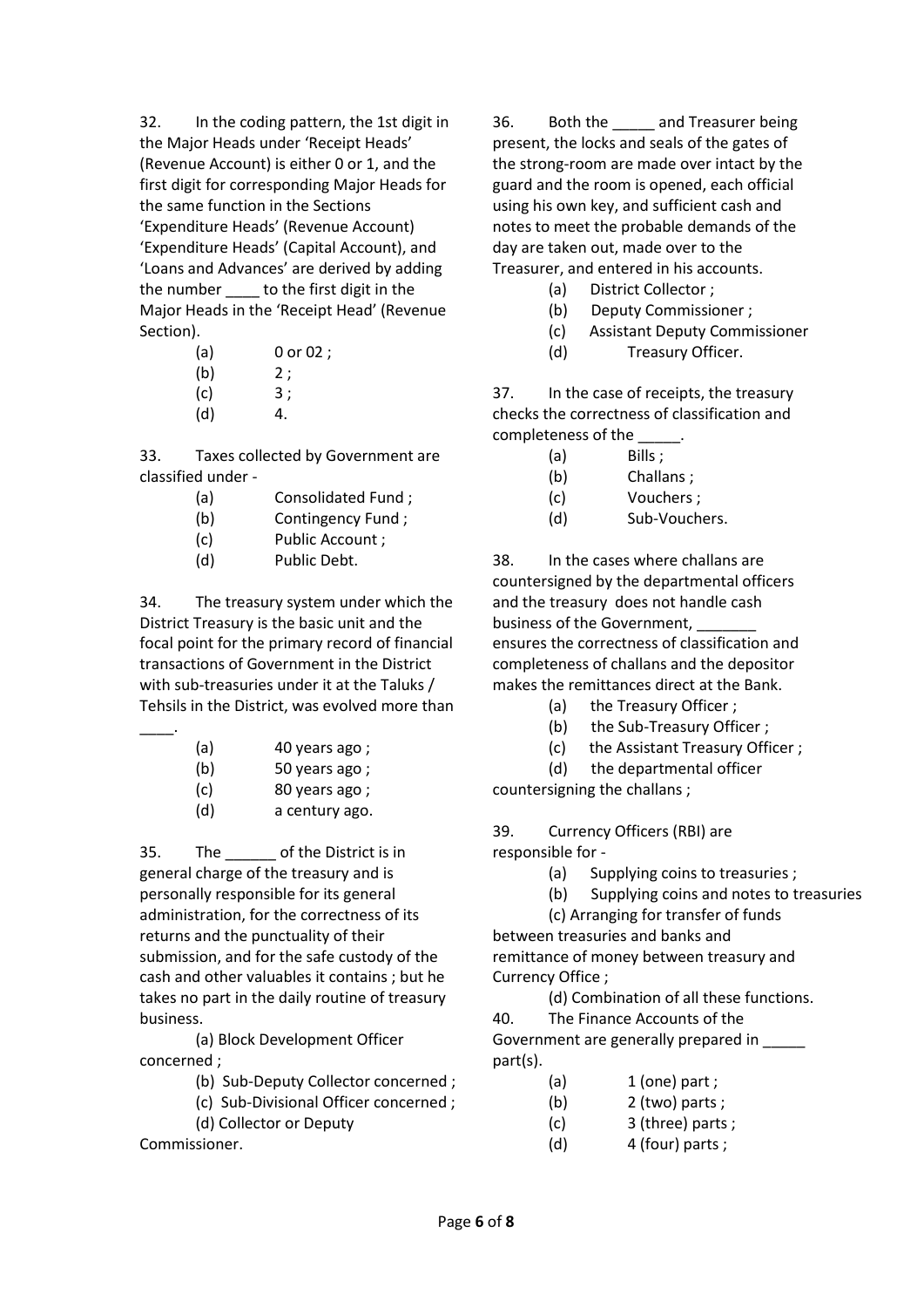32. In the coding pattern, the 1st digit in the Major Heads under 'Receipt Heads' (Revenue Account) is either 0 or 1, and the first digit for corresponding Major Heads for the same function in the Sections 'Expenditure Heads' (Revenue Account) 'Expenditure Heads' (Capital Account), and 'Loans and Advances' are derived by adding the number ____ to the first digit in the Major Heads in the 'Receipt Head' (Revenue Section).

(a) 0 or 02 ;
(b) 2 ;
(c) 3 ;
(d) 4.

33. Taxes collected by Government are classified under -

(a) Consolidated Fund ;
(b) Contingency Fund ;
(c) Public Account ;
(d) Public Debt.

34. The treasury system under which the District Treasury is the basic unit and the focal point for the primary record of financial transactions of Government in the District with sub-treasuries under it at the Taluks / Tehsils in the District, was evolved more than ____.

(a) 40 years ago ;
(b) 50 years ago ;
(c) 80 years ago ;
(d) a century ago.

35. The ______ of the District is in general charge of the treasury and is personally responsible for its general administration, for the correctness of its returns and the punctuality of their submission, and for the safe custody of the cash and other valuables it contains ; but he takes no part in the daily routine of treasury business.

(a) Block Development Officer concerned ;
(b) Sub-Deputy Collector concerned ;
(c) Sub-Divisional Officer concerned ;
(d) Collector or Deputy Commissioner.

36. Both the _____ and Treasurer being present, the locks and seals of the gates of the strong-room are made over intact by the guard and the room is opened, each official using his own key, and sufficient cash and notes to meet the probable demands of the day are taken out, made over to the Treasurer, and entered in his accounts.

(a) District Collector ;
(b) Deputy Commissioner ;
(c) Assistant Deputy Commissioner
(d) Treasury Officer.

37. In the case of receipts, the treasury checks the correctness of classification and completeness of the _____.

(a) Bills ;
(b) Challans ;
(c) Vouchers ;
(d) Sub-Vouchers.

38. In the cases where challans are countersigned by the departmental officers and the treasury does not handle cash business of the Government, _______ ensures the correctness of classification and completeness of challans and the depositor makes the remittances direct at the Bank.

(a) the Treasury Officer ;
(b) the Sub-Treasury Officer ;
(c) the Assistant Treasury Officer ;
(d) the departmental officer countersigning the challans ;

39. Currency Officers (RBI) are responsible for -

(a) Supplying coins to treasuries ;
(b) Supplying coins and notes to treasuries
(c) Arranging for transfer of funds between treasuries and banks and remittance of money between treasury and Currency Office ;
(d) Combination of all these functions.

40. The Finance Accounts of the Government are generally prepared in _____ part(s).

(a) 1 (one) part ;
(b) 2 (two) parts ;
(c) 3 (three) parts ;
(d) 4 (four) parts ;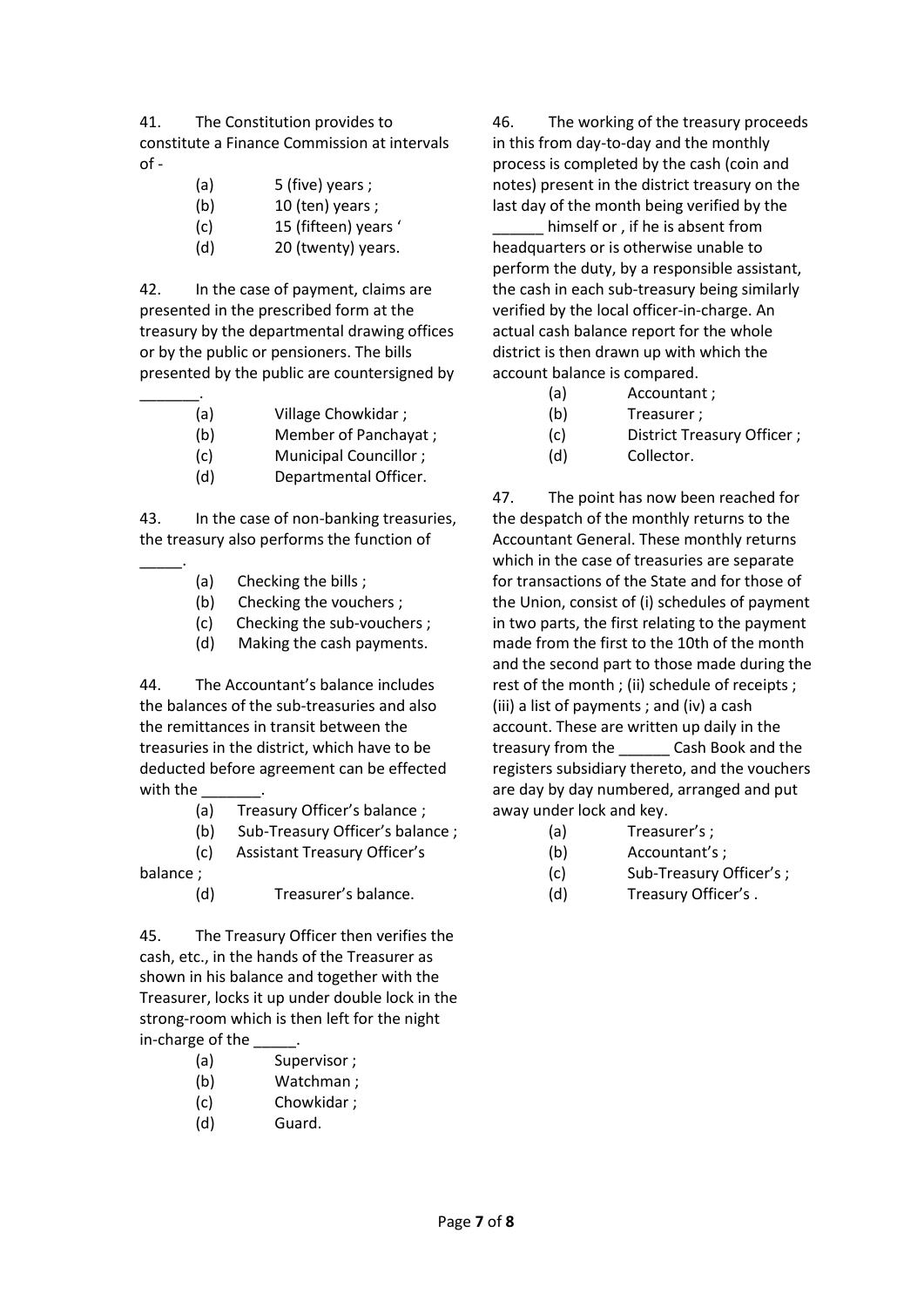41. The Constitution provides to constitute a Finance Commission at intervals of -

(a) 5 (five) years ;
(b) 10 (ten) years ;
(c) 15 (fifteen) years ‘
(d) 20 (twenty) years.

42. In the case of payment, claims are presented in the prescribed form at the treasury by the departmental drawing offices or by the public or pensioners. The bills presented by the public are countersigned by _______.

(a) Village Chowkidar ;
(b) Member of Panchayat ;
(c) Municipal Councillor ;
(d) Departmental Officer.

43. In the case of non-banking treasuries, the treasury also performs the function of _____.

(a) Checking the bills ;
(b) Checking the vouchers ;
(c) Checking the sub-vouchers ;
(d) Making the cash payments.

44. The Accountant's balance includes the balances of the sub-treasuries and also the remittances in transit between the treasuries in the district, which have to be deducted before agreement can be effected with the _______.

(a) Treasury Officer's balance ;
(b) Sub-Treasury Officer's balance ;
(c) Assistant Treasury Officer's balance ;
(d) Treasurer's balance.

45. The Treasury Officer then verifies the cash, etc., in the hands of the Treasurer as shown in his balance and together with the Treasurer, locks it up under double lock in the strong-room which is then left for the night in-charge of the _____.

(a) Supervisor ;
(b) Watchman ;
(c) Chowkidar ;
(d) Guard.

46. The working of the treasury proceeds in this from day-to-day and the monthly process is completed by the cash (coin and notes) present in the district treasury on the last day of the month being verified by the ______ himself or , if he is absent from headquarters or is otherwise unable to perform the duty, by a responsible assistant, the cash in each sub-treasury being similarly verified by the local officer-in-charge. An actual cash balance report for the whole district is then drawn up with which the account balance is compared.

(a) Accountant ;
(b) Treasurer ;
(c) District Treasury Officer ;
(d) Collector.

47. The point has now been reached for the despatch of the monthly returns to the Accountant General. These monthly returns which in the case of treasuries are separate for transactions of the State and for those of the Union, consist of (i) schedules of payment in two parts, the first relating to the payment made from the first to the 10th of the month and the second part to those made during the rest of the month ; (ii) schedule of receipts ; (iii) a list of payments ; and (iv) a cash account. These are written up daily in the treasury from the ______ Cash Book and the registers subsidiary thereto, and the vouchers are day by day numbered, arranged and put away under lock and key.

(a) Treasurer's ;
(b) Accountant's ;
(c) Sub-Treasury Officer's ;
(d) Treasury Officer's .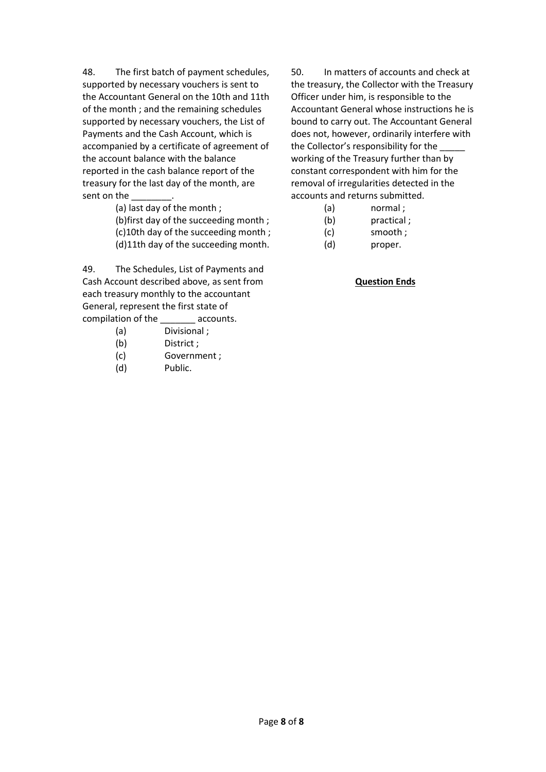48. The first batch of payment schedules, supported by necessary vouchers is sent to the Accountant General on the 10th and 11th of the month ; and the remaining schedules supported by necessary vouchers, the List of Payments and the Cash Account, which is accompanied by a certificate of agreement of the account balance with the balance reported in the cash balance report of the treasury for the last day of the month, are sent on the ________.

(a) last day of the month ;
(b)first day of the succeeding month ;
(c)10th day of the succeeding month ;
(d)11th day of the succeeding month.

49. The Schedules, List of Payments and Cash Account described above, as sent from each treasury monthly to the accountant General, represent the first state of compilation of the _______ accounts.

(a) Divisional ;
(b) District ;
(c) Government ;
(d) Public.

50. In matters of accounts and check at the treasury, the Collector with the Treasury Officer under him, is responsible to the Accountant General whose instructions he is bound to carry out. The Accountant General does not, however, ordinarily interfere with the Collector's responsibility for the _____ working of the Treasury further than by constant correspondent with him for the removal of irregularities detected in the accounts and returns submitted.

(a) normal ;
(b) practical ;
(c) smooth ;
(d) proper.

**Question Ends**